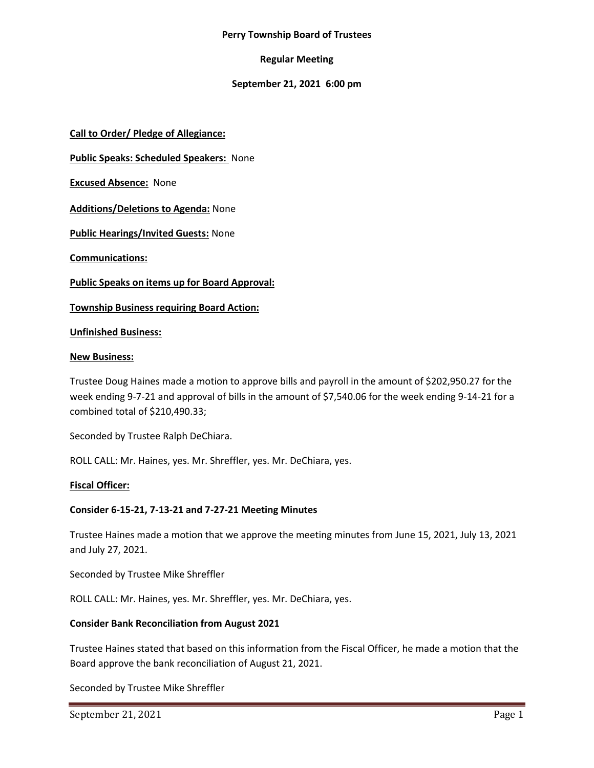**Perry Township Board of Trustees**

**Regular Meeting**

**September 21, 2021 6:00 pm**

**Call to Order/ Pledge of Allegiance:**

**Public Speaks: Scheduled Speakers:** None

**Excused Absence:** None

**Additions/Deletions to Agenda:** None

**Public Hearings/Invited Guests:** None

**Communications:**

**Public Speaks on items up for Board Approval:**

**Township Business requiring Board Action:**

**Unfinished Business:**

**New Business:**

Trustee Doug Haines made a motion to approve bills and payroll in the amount of $202,950.27 for the week ending 9-7-21 and approval of bills in the amount of $7,540.06 for the week ending 9-14-21 for a combined total of $210,490.33;

Seconded by Trustee Ralph DeChiara.

ROLL CALL: Mr. Haines, yes. Mr. Shreffler, yes. Mr. DeChiara, yes.

**Fiscal Officer:**

**Consider 6-15-21, 7-13-21 and 7-27-21 Meeting Minutes**

Trustee Haines made a motion that we approve the meeting minutes from June 15, 2021, July 13, 2021 and July 27, 2021.

Seconded by Trustee Mike Shreffler

ROLL CALL: Mr. Haines, yes. Mr. Shreffler, yes. Mr. DeChiara, yes.

**Consider Bank Reconciliation from August 2021**

Trustee Haines stated that based on this information from the Fiscal Officer, he made a motion that the Board approve the bank reconciliation of August 21, 2021.

Seconded by Trustee Mike Shreffler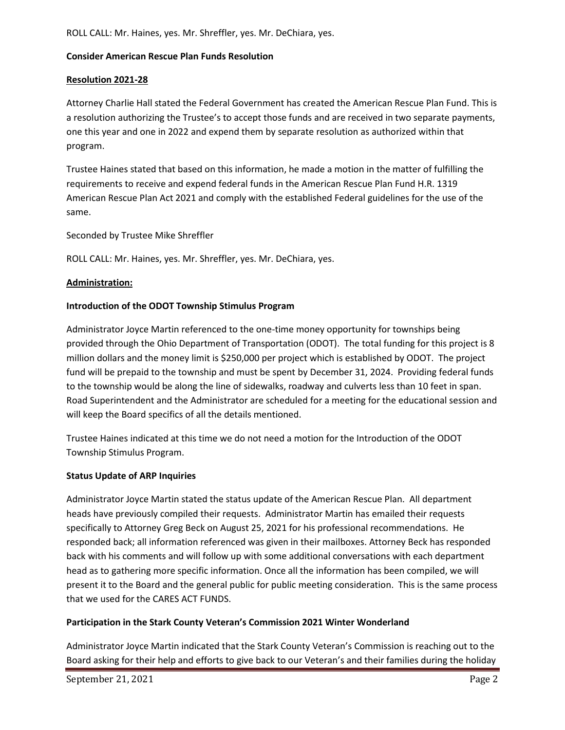ROLL CALL: Mr. Haines, yes. Mr. Shreffler, yes. Mr. DeChiara, yes.

**Consider American Rescue Plan Funds Resolution**

**Resolution 2021-28**

Attorney Charlie Hall stated the Federal Government has created the American Rescue Plan Fund. This is a resolution authorizing the Trustee's to accept those funds and are received in two separate payments, one this year and one in 2022 and expend them by separate resolution as authorized within that program.

Trustee Haines stated that based on this information, he made a motion in the matter of fulfilling the requirements to receive and expend federal funds in the American Rescue Plan Fund H.R. 1319 American Rescue Plan Act 2021 and comply with the established Federal guidelines for the use of the same.

Seconded by Trustee Mike Shreffler

ROLL CALL: Mr. Haines, yes. Mr. Shreffler, yes. Mr. DeChiara, yes.

**Administration:**

**Introduction of the ODOT Township Stimulus Program**

Administrator Joyce Martin referenced to the one-time money opportunity for townships being provided through the Ohio Department of Transportation (ODOT). The total funding for this project is 8 million dollars and the money limit is $250,000 per project which is established by ODOT. The project fund will be prepaid to the township and must be spent by December 31, 2024. Providing federal funds to the township would be along the line of sidewalks, roadway and culverts less than 10 feet in span. Road Superintendent and the Administrator are scheduled for a meeting for the educational session and will keep the Board specifics of all the details mentioned.

Trustee Haines indicated at this time we do not need a motion for the Introduction of the ODOT Township Stimulus Program.

**Status Update of ARP Inquiries**

Administrator Joyce Martin stated the status update of the American Rescue Plan. All department heads have previously compiled their requests. Administrator Martin has emailed their requests specifically to Attorney Greg Beck on August 25, 2021 for his professional recommendations. He responded back; all information referenced was given in their mailboxes. Attorney Beck has responded back with his comments and will follow up with some additional conversations with each department head as to gathering more specific information. Once all the information has been compiled, we will present it to the Board and the general public for public meeting consideration. This is the same process that we used for the CARES ACT FUNDS.

**Participation in the Stark County Veteran's Commission 2021 Winter Wonderland**

Administrator Joyce Martin indicated that the Stark County Veteran's Commission is reaching out to the Board asking for their help and efforts to give back to our Veteran's and their families during the holiday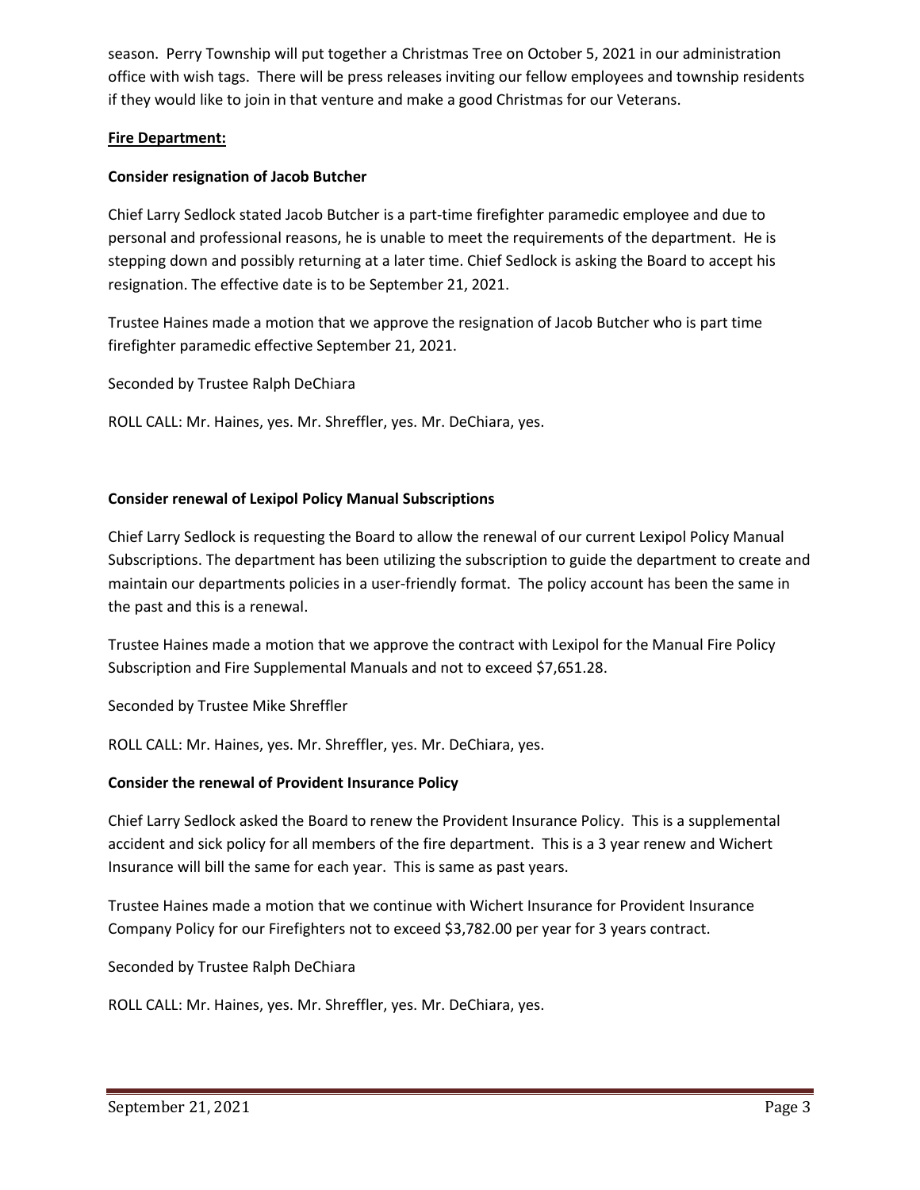season. Perry Township will put together a Christmas Tree on October 5, 2021 in our administration office with wish tags. There will be press releases inviting our fellow employees and township residents if they would like to join in that venture and make a good Christmas for our Veterans.

**Fire Department:**

**Consider resignation of Jacob Butcher**

Chief Larry Sedlock stated Jacob Butcher is a part-time firefighter paramedic employee and due to personal and professional reasons, he is unable to meet the requirements of the department. He is stepping down and possibly returning at a later time. Chief Sedlock is asking the Board to accept his resignation. The effective date is to be September 21, 2021.

Trustee Haines made a motion that we approve the resignation of Jacob Butcher who is part time firefighter paramedic effective September 21, 2021.

Seconded by Trustee Ralph DeChiara

ROLL CALL: Mr. Haines, yes. Mr. Shreffler, yes. Mr. DeChiara, yes.

**Consider renewal of Lexipol Policy Manual Subscriptions**

Chief Larry Sedlock is requesting the Board to allow the renewal of our current Lexipol Policy Manual Subscriptions. The department has been utilizing the subscription to guide the department to create and maintain our departments policies in a user-friendly format. The policy account has been the same in the past and this is a renewal.

Trustee Haines made a motion that we approve the contract with Lexipol for the Manual Fire Policy Subscription and Fire Supplemental Manuals and not to exceed $7,651.28.

Seconded by Trustee Mike Shreffler

ROLL CALL: Mr. Haines, yes. Mr. Shreffler, yes. Mr. DeChiara, yes.

**Consider the renewal of Provident Insurance Policy**

Chief Larry Sedlock asked the Board to renew the Provident Insurance Policy. This is a supplemental accident and sick policy for all members of the fire department. This is a 3 year renew and Wichert Insurance will bill the same for each year. This is same as past years.

Trustee Haines made a motion that we continue with Wichert Insurance for Provident Insurance Company Policy for our Firefighters not to exceed $3,782.00 per year for 3 years contract.

Seconded by Trustee Ralph DeChiara

ROLL CALL: Mr. Haines, yes. Mr. Shreffler, yes. Mr. DeChiara, yes.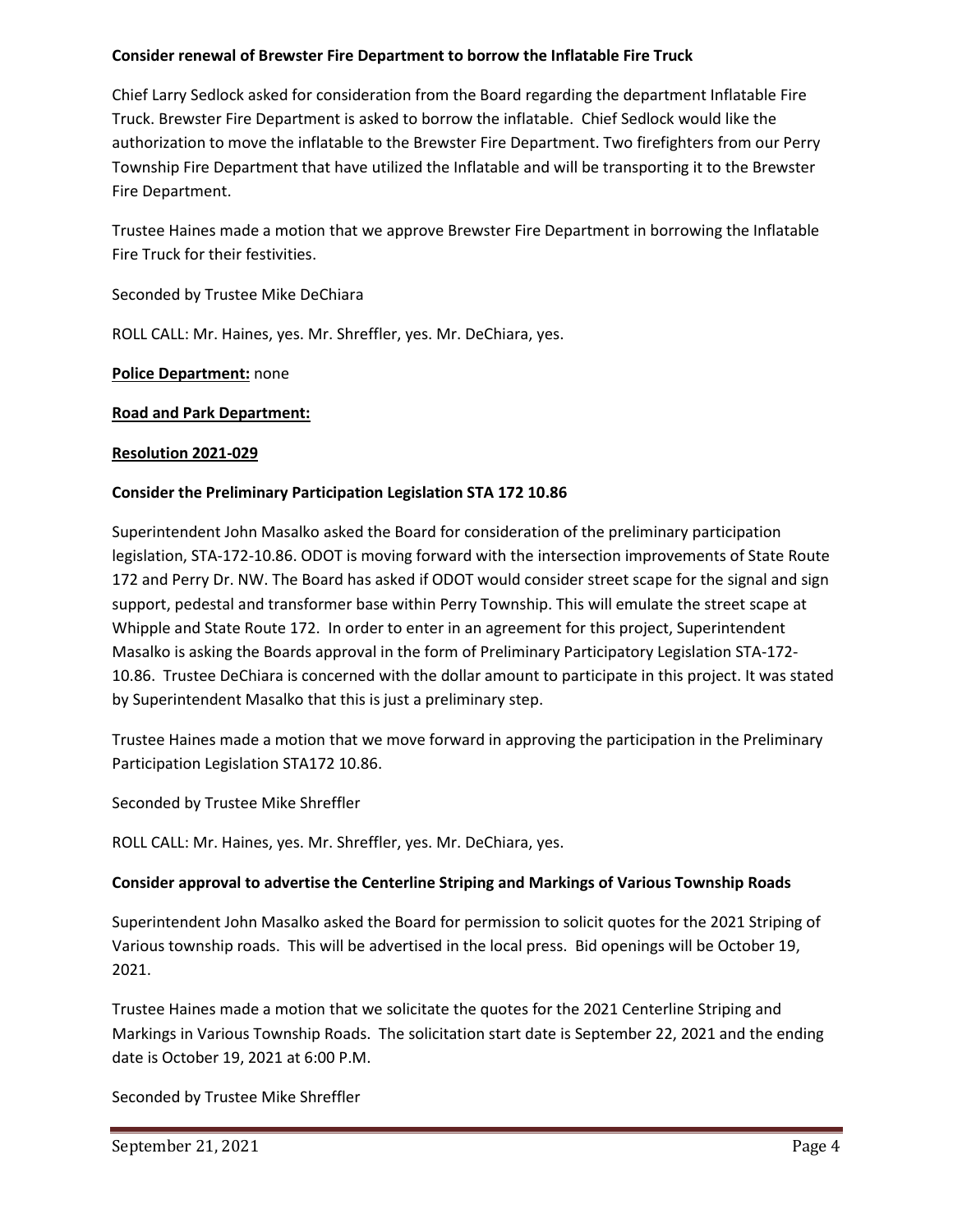**Consider renewal of Brewster Fire Department to borrow the Inflatable Fire Truck**

Chief Larry Sedlock asked for consideration from the Board regarding the department Inflatable Fire Truck. Brewster Fire Department is asked to borrow the inflatable. Chief Sedlock would like the authorization to move the inflatable to the Brewster Fire Department. Two firefighters from our Perry Township Fire Department that have utilized the Inflatable and will be transporting it to the Brewster Fire Department.

Trustee Haines made a motion that we approve Brewster Fire Department in borrowing the Inflatable Fire Truck for their festivities.

Seconded by Trustee Mike DeChiara

ROLL CALL: Mr. Haines, yes. Mr. Shreffler, yes. Mr. DeChiara, yes.

**Police Department:** none

**Road and Park Department:**

**Resolution 2021-029**

**Consider the Preliminary Participation Legislation STA 172 10.86**

Superintendent John Masalko asked the Board for consideration of the preliminary participation legislation, STA-172-10.86. ODOT is moving forward with the intersection improvements of State Route 172 and Perry Dr. NW. The Board has asked if ODOT would consider street scape for the signal and sign support, pedestal and transformer base within Perry Township. This will emulate the street scape at Whipple and State Route 172. In order to enter in an agreement for this project, Superintendent Masalko is asking the Boards approval in the form of Preliminary Participatory Legislation STA-172-10.86. Trustee DeChiara is concerned with the dollar amount to participate in this project. It was stated by Superintendent Masalko that this is just a preliminary step.

Trustee Haines made a motion that we move forward in approving the participation in the Preliminary Participation Legislation STA172 10.86.

Seconded by Trustee Mike Shreffler

ROLL CALL: Mr. Haines, yes. Mr. Shreffler, yes. Mr. DeChiara, yes.

**Consider approval to advertise the Centerline Striping and Markings of Various Township Roads**

Superintendent John Masalko asked the Board for permission to solicit quotes for the 2021 Striping of Various township roads. This will be advertised in the local press. Bid openings will be October 19, 2021.

Trustee Haines made a motion that we solicitate the quotes for the 2021 Centerline Striping and Markings in Various Township Roads. The solicitation start date is September 22, 2021 and the ending date is October 19, 2021 at 6:00 P.M.

Seconded by Trustee Mike Shreffler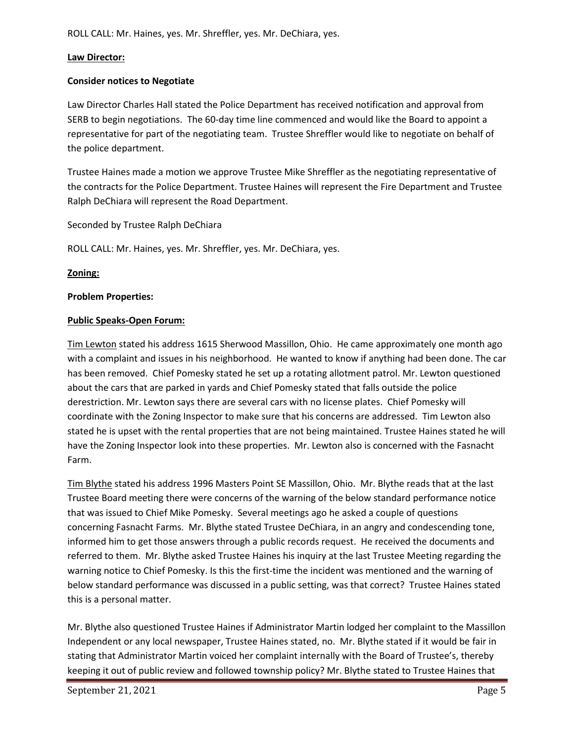ROLL CALL: Mr. Haines, yes. Mr. Shreffler, yes. Mr. DeChiara, yes.

**Law Director:**

**Consider notices to Negotiate**

Law Director Charles Hall stated the Police Department has received notification and approval from SERB to begin negotiations. The 60-day time line commenced and would like the Board to appoint a representative for part of the negotiating team. Trustee Shreffler would like to negotiate on behalf of the police department.

Trustee Haines made a motion we approve Trustee Mike Shreffler as the negotiating representative of the contracts for the Police Department. Trustee Haines will represent the Fire Department and Trustee Ralph DeChiara will represent the Road Department.

Seconded by Trustee Ralph DeChiara

ROLL CALL: Mr. Haines, yes. Mr. Shreffler, yes. Mr. DeChiara, yes.

**Zoning:**

**Problem Properties:**

**Public Speaks-Open Forum:**

Tim Lewton stated his address 1615 Sherwood Massillon, Ohio. He came approximately one month ago with a complaint and issues in his neighborhood. He wanted to know if anything had been done. The car has been removed. Chief Pomesky stated he set up a rotating allotment patrol. Mr. Lewton questioned about the cars that are parked in yards and Chief Pomesky stated that falls outside the police derestriction. Mr. Lewton says there are several cars with no license plates. Chief Pomesky will coordinate with the Zoning Inspector to make sure that his concerns are addressed. Tim Lewton also stated he is upset with the rental properties that are not being maintained. Trustee Haines stated he will have the Zoning Inspector look into these properties. Mr. Lewton also is concerned with the Fasnacht Farm.

Tim Blythe stated his address 1996 Masters Point SE Massillon, Ohio. Mr. Blythe reads that at the last Trustee Board meeting there were concerns of the warning of the below standard performance notice that was issued to Chief Mike Pomesky. Several meetings ago he asked a couple of questions concerning Fasnacht Farms. Mr. Blythe stated Trustee DeChiara, in an angry and condescending tone, informed him to get those answers through a public records request. He received the documents and referred to them. Mr. Blythe asked Trustee Haines his inquiry at the last Trustee Meeting regarding the warning notice to Chief Pomesky. Is this the first-time the incident was mentioned and the warning of below standard performance was discussed in a public setting, was that correct? Trustee Haines stated this is a personal matter.

Mr. Blythe also questioned Trustee Haines if Administrator Martin lodged her complaint to the Massillon Independent or any local newspaper, Trustee Haines stated, no. Mr. Blythe stated if it would be fair in stating that Administrator Martin voiced her complaint internally with the Board of Trustee's, thereby keeping it out of public review and followed township policy? Mr. Blythe stated to Trustee Haines that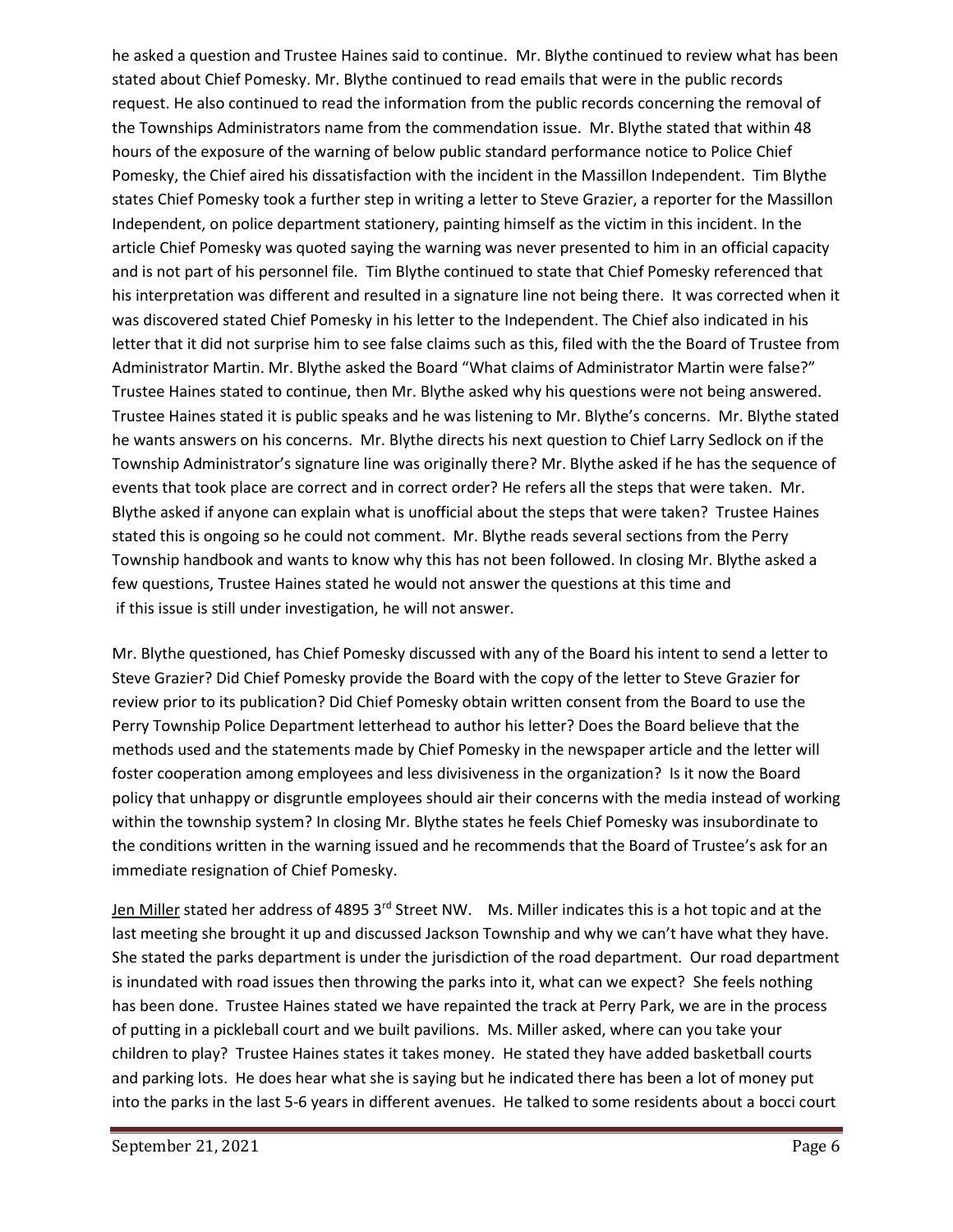he asked a question and Trustee Haines said to continue. Mr. Blythe continued to review what has been stated about Chief Pomesky. Mr. Blythe continued to read emails that were in the public records request. He also continued to read the information from the public records concerning the removal of the Townships Administrators name from the commendation issue. Mr. Blythe stated that within 48 hours of the exposure of the warning of below public standard performance notice to Police Chief Pomesky, the Chief aired his dissatisfaction with the incident in the Massillon Independent. Tim Blythe states Chief Pomesky took a further step in writing a letter to Steve Grazier, a reporter for the Massillon Independent, on police department stationery, painting himself as the victim in this incident. In the article Chief Pomesky was quoted saying the warning was never presented to him in an official capacity and is not part of his personnel file. Tim Blythe continued to state that Chief Pomesky referenced that his interpretation was different and resulted in a signature line not being there. It was corrected when it was discovered stated Chief Pomesky in his letter to the Independent. The Chief also indicated in his letter that it did not surprise him to see false claims such as this, filed with the the Board of Trustee from Administrator Martin. Mr. Blythe asked the Board "What claims of Administrator Martin were false?" Trustee Haines stated to continue, then Mr. Blythe asked why his questions were not being answered. Trustee Haines stated it is public speaks and he was listening to Mr. Blythe's concerns. Mr. Blythe stated he wants answers on his concerns. Mr. Blythe directs his next question to Chief Larry Sedlock on if the Township Administrator's signature line was originally there? Mr. Blythe asked if he has the sequence of events that took place are correct and in correct order? He refers all the steps that were taken. Mr. Blythe asked if anyone can explain what is unofficial about the steps that were taken? Trustee Haines stated this is ongoing so he could not comment. Mr. Blythe reads several sections from the Perry Township handbook and wants to know why this has not been followed. In closing Mr. Blythe asked a few questions, Trustee Haines stated he would not answer the questions at this time and if this issue is still under investigation, he will not answer.

Mr. Blythe questioned, has Chief Pomesky discussed with any of the Board his intent to send a letter to Steve Grazier? Did Chief Pomesky provide the Board with the copy of the letter to Steve Grazier for review prior to its publication? Did Chief Pomesky obtain written consent from the Board to use the Perry Township Police Department letterhead to author his letter? Does the Board believe that the methods used and the statements made by Chief Pomesky in the newspaper article and the letter will foster cooperation among employees and less divisiveness in the organization? Is it now the Board policy that unhappy or disgruntle employees should air their concerns with the media instead of working within the township system? In closing Mr. Blythe states he feels Chief Pomesky was insubordinate to the conditions written in the warning issued and he recommends that the Board of Trustee's ask for an immediate resignation of Chief Pomesky.

Jen Miller stated her address of 4895 3rd Street NW. Ms. Miller indicates this is a hot topic and at the last meeting she brought it up and discussed Jackson Township and why we can't have what they have. She stated the parks department is under the jurisdiction of the road department. Our road department is inundated with road issues then throwing the parks into it, what can we expect? She feels nothing has been done. Trustee Haines stated we have repainted the track at Perry Park, we are in the process of putting in a pickleball court and we built pavilions. Ms. Miller asked, where can you take your children to play? Trustee Haines states it takes money. He stated they have added basketball courts and parking lots. He does hear what she is saying but he indicated there has been a lot of money put into the parks in the last 5-6 years in different avenues. He talked to some residents about a bocci court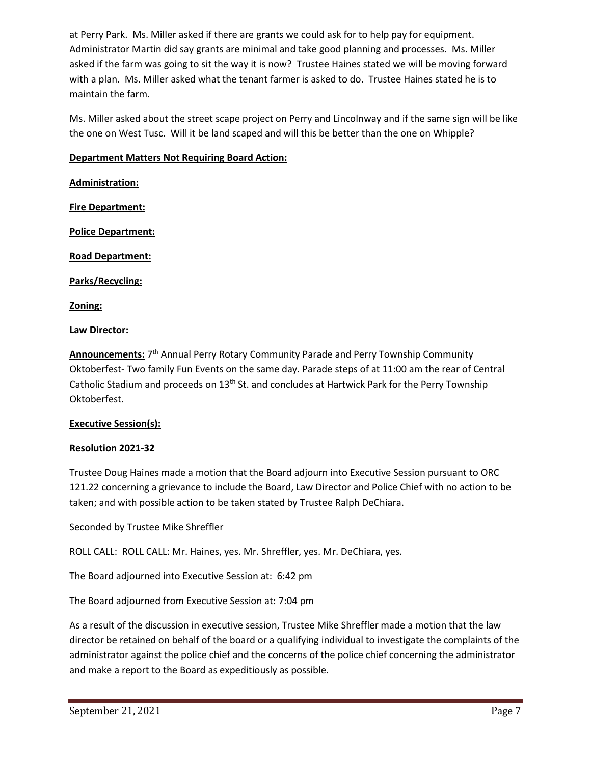at Perry Park. Ms. Miller asked if there are grants we could ask for to help pay for equipment. Administrator Martin did say grants are minimal and take good planning and processes. Ms. Miller asked if the farm was going to sit the way it is now? Trustee Haines stated we will be moving forward with a plan. Ms. Miller asked what the tenant farmer is asked to do. Trustee Haines stated he is to maintain the farm.

Ms. Miller asked about the street scape project on Perry and Lincolnway and if the same sign will be like the one on West Tusc. Will it be land scaped and will this be better than the one on Whipple?

**Department Matters Not Requiring Board Action:**

**Administration:**

**Fire Department:**

**Police Department:**

**Road Department:**

**Parks/Recycling:**

**Zoning:**

**Law Director:**

**Announcements:** 7th Annual Perry Rotary Community Parade and Perry Township Community Oktoberfest- Two family Fun Events on the same day. Parade steps of at 11:00 am the rear of Central Catholic Stadium and proceeds on 13th St. and concludes at Hartwick Park for the Perry Township Oktoberfest.

**Executive Session(s):**

**Resolution 2021-32**

Trustee Doug Haines made a motion that the Board adjourn into Executive Session pursuant to ORC 121.22 concerning a grievance to include the Board, Law Director and Police Chief with no action to be taken; and with possible action to be taken stated by Trustee Ralph DeChiara.

Seconded by Trustee Mike Shreffler

ROLL CALL: ROLL CALL: Mr. Haines, yes. Mr. Shreffler, yes. Mr. DeChiara, yes.

The Board adjourned into Executive Session at: 6:42 pm

The Board adjourned from Executive Session at: 7:04 pm

As a result of the discussion in executive session, Trustee Mike Shreffler made a motion that the law director be retained on behalf of the board or a qualifying individual to investigate the complaints of the administrator against the police chief and the concerns of the police chief concerning the administrator and make a report to the Board as expeditiously as possible.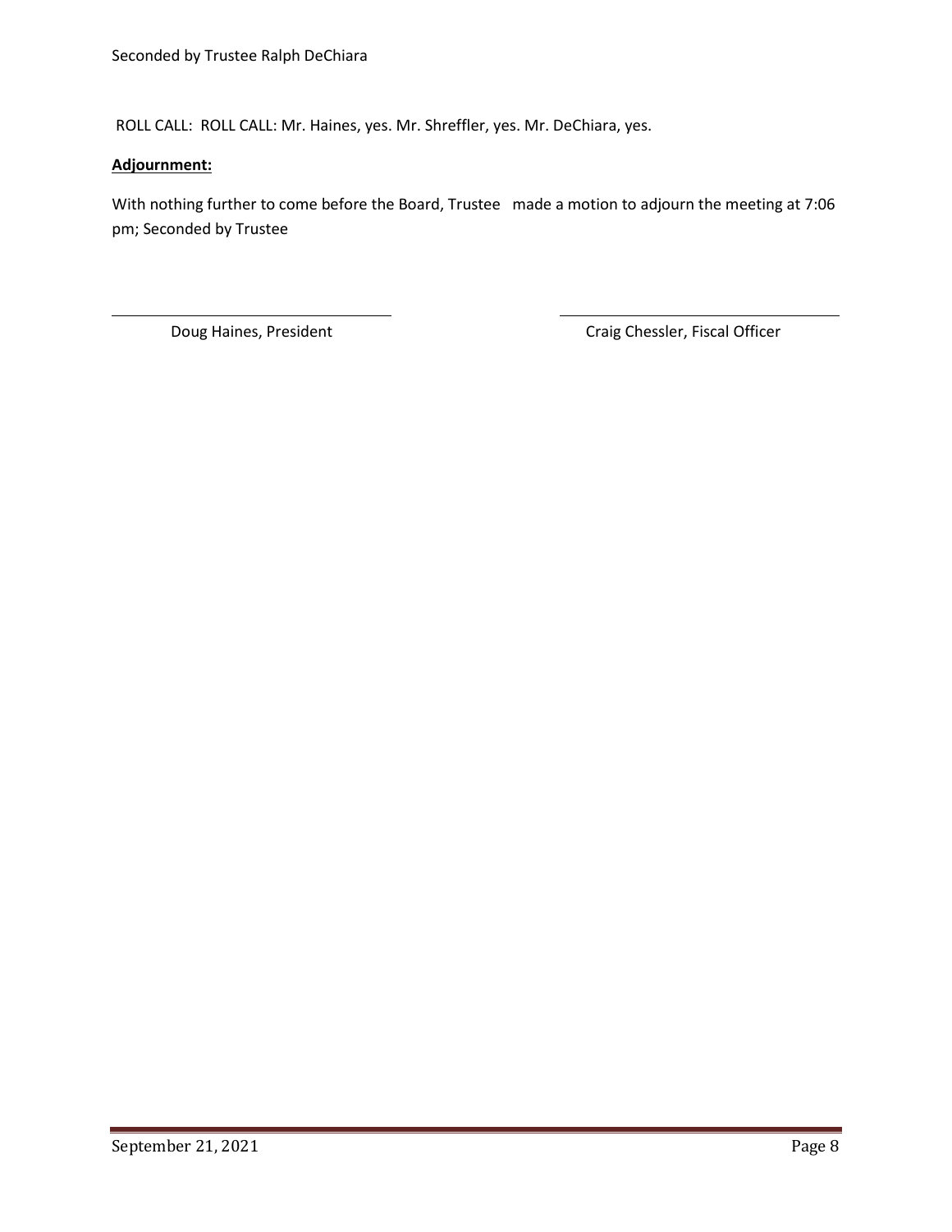Seconded by Trustee Ralph DeChiara

ROLL CALL: ROLL CALL: Mr. Haines, yes. Mr. Shreffler, yes. Mr. DeChiara, yes.

**Adjournment:**

With nothing further to come before the Board, Trustee made a motion to adjourn the meeting at 7:06 pm; Seconded by Trustee

| | |
|---|---|
| Doug Haines, President | Craig Chessler, Fiscal Officer |